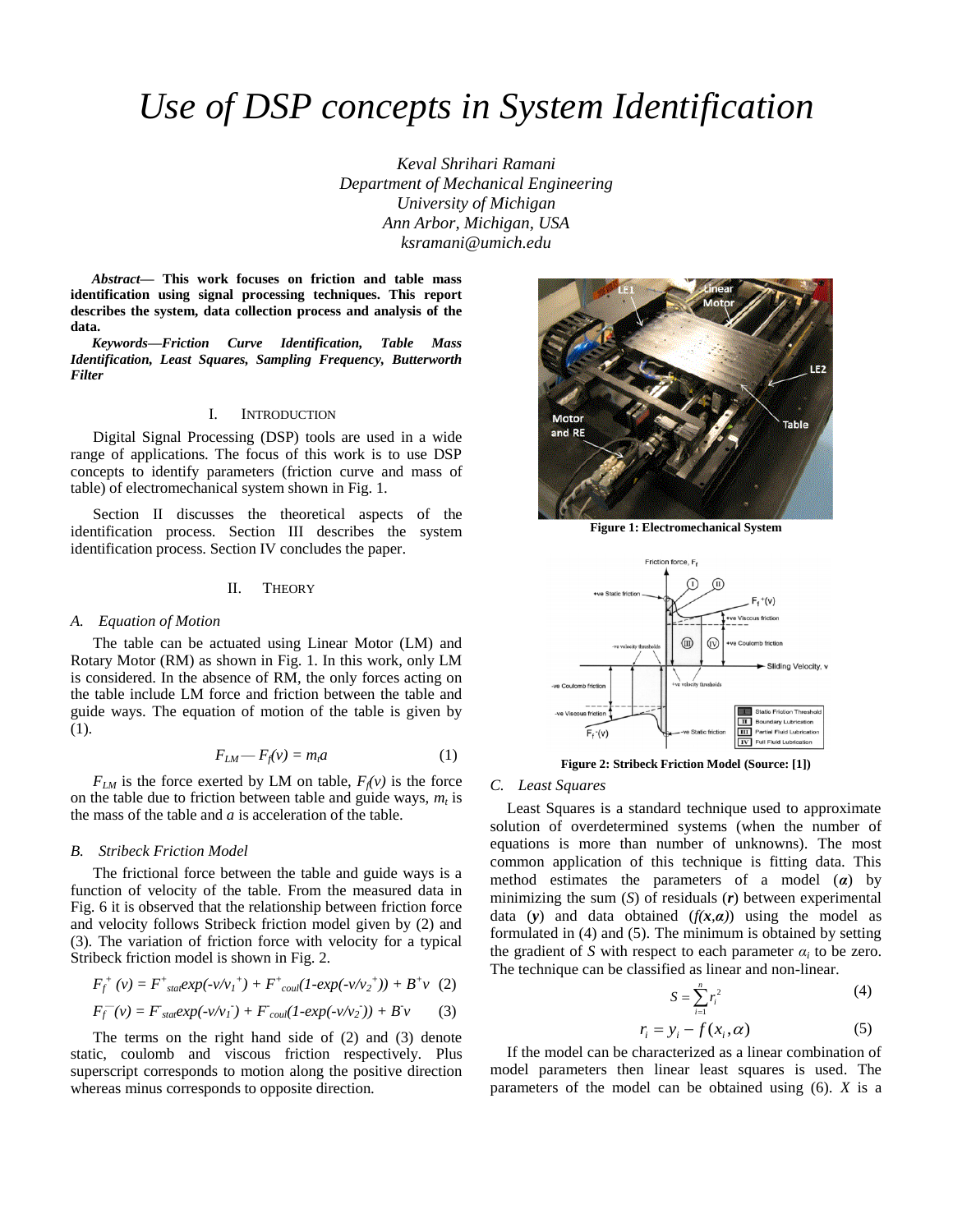# Use of DSP concepts in System Identification

*Keval Shrihari Ramani*
*Department of Mechanical Engineering*
*University of Michigan*
*Ann Arbor, Michigan, USA*
*ksramani@umich.edu*

***Abstract*— This work focuses on friction and table mass identification using signal processing techniques. This report describes the system, data collection process and analysis of the data.**

***Keywords*—*Friction Curve Identification, Table Mass Identification, Least Squares, Sampling Frequency, Butterworth Filter***

## I. Introduction

Digital Signal Processing (DSP) tools are used in a wide range of applications. The focus of this work is to use DSP concepts to identify parameters (friction curve and mass of table) of electromechanical system shown in Fig. 1.

Section II discusses the theoretical aspects of the identification process. Section III describes the system identification process. Section IV concludes the paper.

## II. Theory

### *A. Equation of Motion*

The table can be actuated using Linear Motor (LM) and Rotary Motor (RM) as shown in Fig. 1. In this work, only LM is considered. In the absence of RM, the only forces acting on the table include LM force and friction between the table and guide ways. The equation of motion of the table is given by (1).

$$F_{LM} - F_f(v) = m_t a \quad (1)$$

$F_{LM}$ is the force exerted by LM on table, $F_f(v)$ is the force on the table due to friction between table and guide ways, $m_t$ is the mass of the table and $a$ is acceleration of the table.

### *B. Stribeck Friction Model*

The frictional force between the table and guide ways is a function of velocity of the table. From the measured data in Fig. 6 it is observed that the relationship between friction force and velocity follows Stribeck friction model given by (2) and (3). The variation of friction force with velocity for a typical Stribeck friction model is shown in Fig. 2.

$$F_f^+(v) = F^+_{stat}exp(-v/v_1^+) + F^+_{coul}(1-exp(-v/v_2^+)) + B^+v \quad (2)$$

$$F_f^-(v) = F^-_{stat}exp(-v/v_1^-) + F^-_{coul}(1-exp(-v/v_2^-)) + B^-v \quad (3)$$

The terms on the right hand side of (2) and (3) denote static, coulomb and viscous friction respectively. Plus superscript corresponds to motion along the positive direction whereas minus corresponds to opposite direction.

**Figure 1: Electromechanical System**

**Figure 2: Stribeck Friction Model (Source: [1])**

### *C. Least Squares*

Least Squares is a standard technique used to approximate solution of overdetermined systems (when the number of equations is more than number of unknowns). The most common application of this technique is fitting data. This method estimates the parameters of a model ($\boldsymbol{\alpha}$) by minimizing the sum ($S$) of residuals ($\boldsymbol{r}$) between experimental data ($\boldsymbol{y}$) and data obtained ($f(\boldsymbol{x},\boldsymbol{\alpha})$) using the model as formulated in (4) and (5). The minimum is obtained by setting the gradient of $S$ with respect to each parameter $\alpha_i$ to be zero. The technique can be classified as linear and non-linear.

$$S = \sum_{i=1}^{n} r_i^2 \quad (4)$$

$$r_i = y_i - f(x_i, \alpha) \quad (5)$$

If the model can be characterized as a linear combination of model parameters then linear least squares is used. The parameters of the model can be obtained using (6). $X$ is a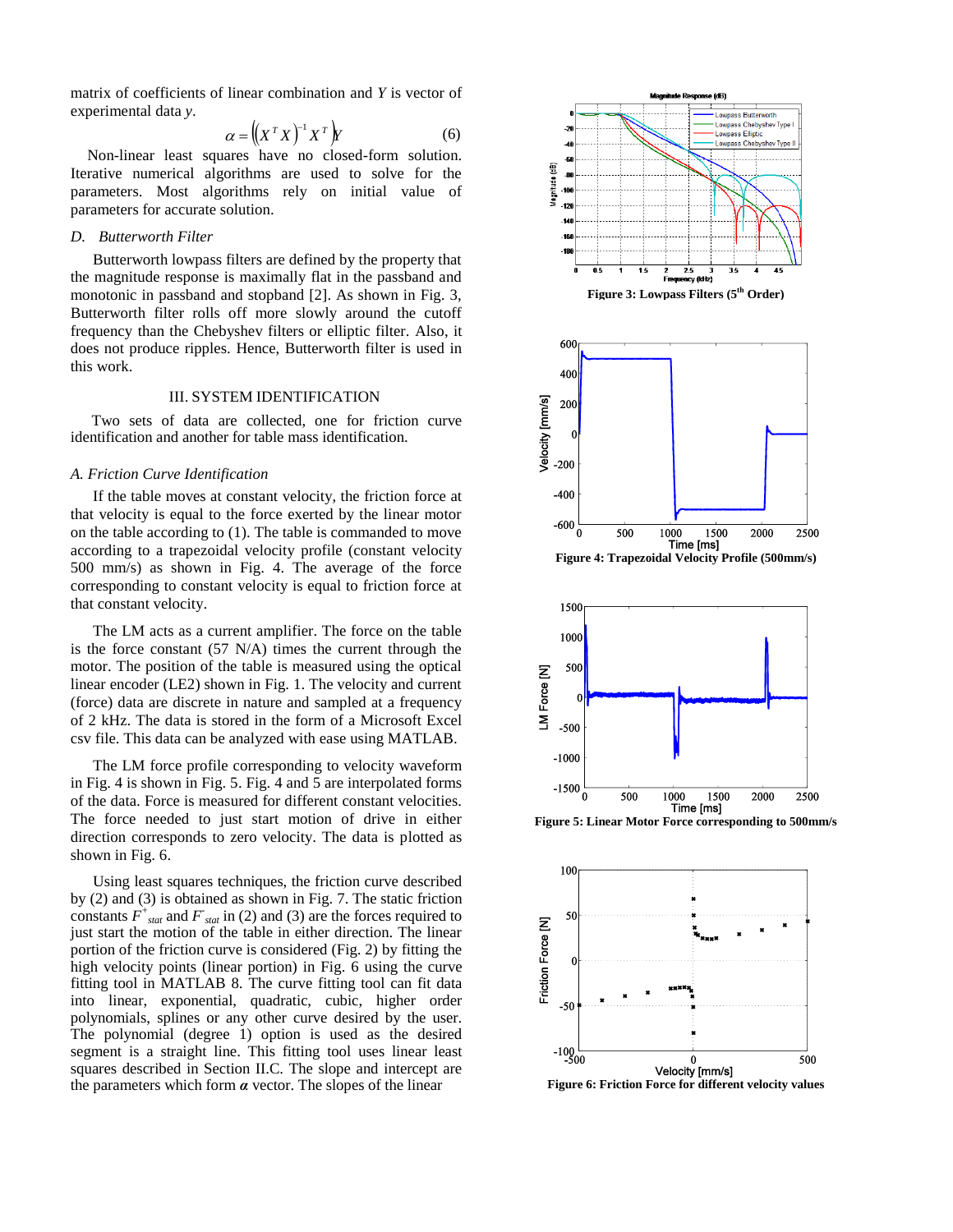matrix of coefficients of linear combination and $Y$ is vector of experimental data $y$.

$$\alpha = \left( \left( X^T X \right)^{-1} X^T \right) Y \tag{6}$$

Non-linear least squares have no closed-form solution. Iterative numerical algorithms are used to solve for the parameters. Most algorithms rely on initial value of parameters for accurate solution.

### *D. Butterworth Filter*

Butterworth lowpass filters are defined by the property that the magnitude response is maximally flat in the passband and monotonic in passband and stopband [2]. As shown in Fig. 3, Butterworth filter rolls off more slowly around the cutoff frequency than the Chebyshev filters or elliptic filter. Also, it does not produce ripples. Hence, Butterworth filter is used in this work.

## III. SYSTEM IDENTIFICATION

Two sets of data are collected, one for friction curve identification and another for table mass identification.

### *A. Friction Curve Identification*

If the table moves at constant velocity, the friction force at that velocity is equal to the force exerted by the linear motor on the table according to (1). The table is commanded to move according to a trapezoidal velocity profile (constant velocity 500 mm/s) as shown in Fig. 4. The average of the force corresponding to constant velocity is equal to friction force at that constant velocity.

The LM acts as a current amplifier. The force on the table is the force constant (57 N/A) times the current through the motor. The position of the table is measured using the optical linear encoder (LE2) shown in Fig. 1. The velocity and current (force) data are discrete in nature and sampled at a frequency of 2 kHz. The data is stored in the form of a Microsoft Excel csv file. This data can be analyzed with ease using MATLAB.

The LM force profile corresponding to velocity waveform in Fig. 4 is shown in Fig. 5. Fig. 4 and 5 are interpolated forms of the data. Force is measured for different constant velocities. The force needed to just start motion of drive in either direction corresponds to zero velocity. The data is plotted as shown in Fig. 6.

Using least squares techniques, the friction curve described by (2) and (3) is obtained as shown in Fig. 7. The static friction constants $F^+_{stat}$ and $F^-_{stat}$ in (2) and (3) are the forces required to just start the motion of the table in either direction. The linear portion of the friction curve is considered (Fig. 2) by fitting the high velocity points (linear portion) in Fig. 6 using the curve fitting tool in MATLAB 8. The curve fitting tool can fit data into linear, exponential, quadratic, cubic, higher order polynomials, splines or any other curve desired by the user. The polynomial (degree 1) option is used as the desired segment is a straight line. This fitting tool uses linear least squares described in Section II.C. The slope and intercept are the parameters which form $\boldsymbol{\alpha}$ vector. The slopes of the linear

**Figure 3: Lowpass Filters (5th Order)**

**Figure 4: Trapezoidal Velocity Profile (500mm/s)**

**Figure 5: Linear Motor Force corresponding to 500mm/s**

**Figure 6: Friction Force for different velocity values**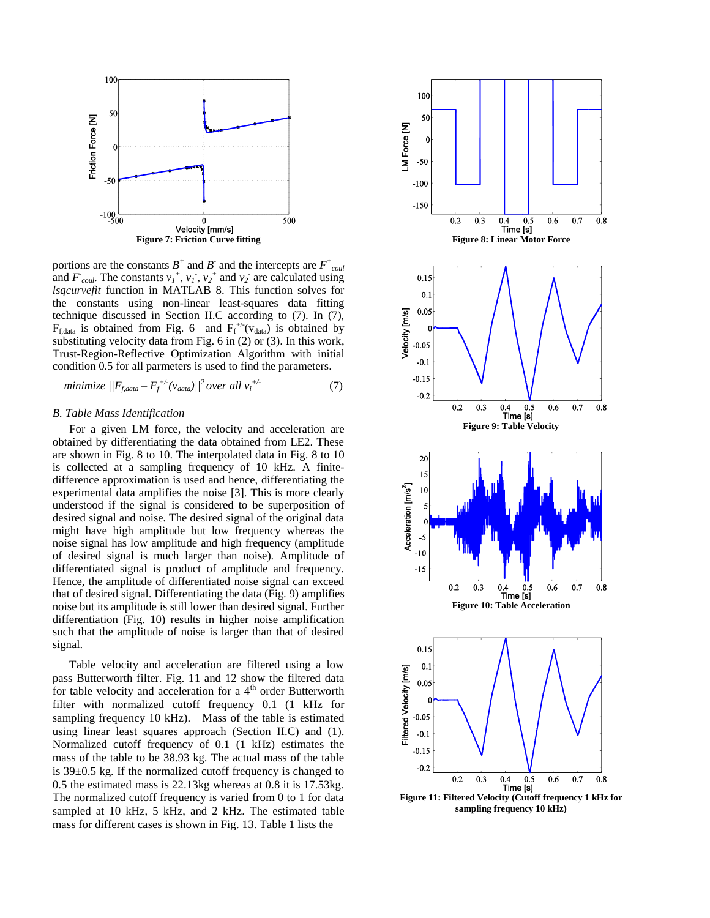Figure 7: Friction Curve fitting

Figure 8: Linear Motor Force

portions are the constants $B^+$ and $B^-$ and the intercepts are $F^+_{coul}$ and $F^-_{coul}$. The constants $v_1^+$, $v_1^-$, $v_2^+$ and $v_2^-$ are calculated using *lsqcurvefit* function in MATLAB 8. This function solves for the constants using non-linear least-squares data fitting technique discussed in Section II.C according to (7). In (7), $F_{f,data}$ is obtained from Fig. 6 and $F_f^{+/-}(v_{data})$ is obtained by substituting velocity data from Fig. 6 in (2) or (3). In this work, Trust-Region-Reflective Optimization Algorithm with initial condition 0.5 for all parmeters is used to find the parameters.

$$minimize \ ||F_{f,data} - F_f^{+/-}(v_{data})||^2 \ over \ all \ v_i^{+/-} \qquad (7)$$

### *B. Table Mass Identification*

For a given LM force, the velocity and acceleration are obtained by differentiating the data obtained from LE2. These are shown in Fig. 8 to 10. The interpolated data in Fig. 8 to 10 is collected at a sampling frequency of 10 kHz. A finite-difference approximation is used and hence, differentiating the experimental data amplifies the noise [3]. This is more clearly understood if the signal is considered to be superposition of desired signal and noise. The desired signal of the original data might have high amplitude but low frequency whereas the noise signal has low amplitude and high frequency (amplitude of desired signal is much larger than noise). Amplitude of differentiated signal is product of amplitude and frequency. Hence, the amplitude of differentiated noise signal can exceed that of desired signal. Differentiating the data (Fig. 9) amplifies noise but its amplitude is still lower than desired signal. Further differentiation (Fig. 10) results in higher noise amplification such that the amplitude of noise is larger than that of desired signal.

Table velocity and acceleration are filtered using a low pass Butterworth filter. Fig. 11 and 12 show the filtered data for table velocity and acceleration for a 4th order Butterworth filter with normalized cutoff frequency 0.1 (1 kHz for sampling frequency 10 kHz). Mass of the table is estimated using linear least squares approach (Section II.C) and (1). Normalized cutoff frequency of 0.1 (1 kHz) estimates the mass of the table to be 38.93 kg. The actual mass of the table is 39±0.5 kg. If the normalized cutoff frequency is changed to 0.5 the estimated mass is 22.13kg whereas at 0.8 it is 17.53kg. The normalized cutoff frequency is varied from 0 to 1 for data sampled at 10 kHz, 5 kHz, and 2 kHz. The estimated table mass for different cases is shown in Fig. 13. Table 1 lists the

Figure 9: Table Velocity

Figure 10: Table Acceleration

Figure 11: Filtered Velocity (Cutoff frequency 1 kHz for sampling frequency 10 kHz)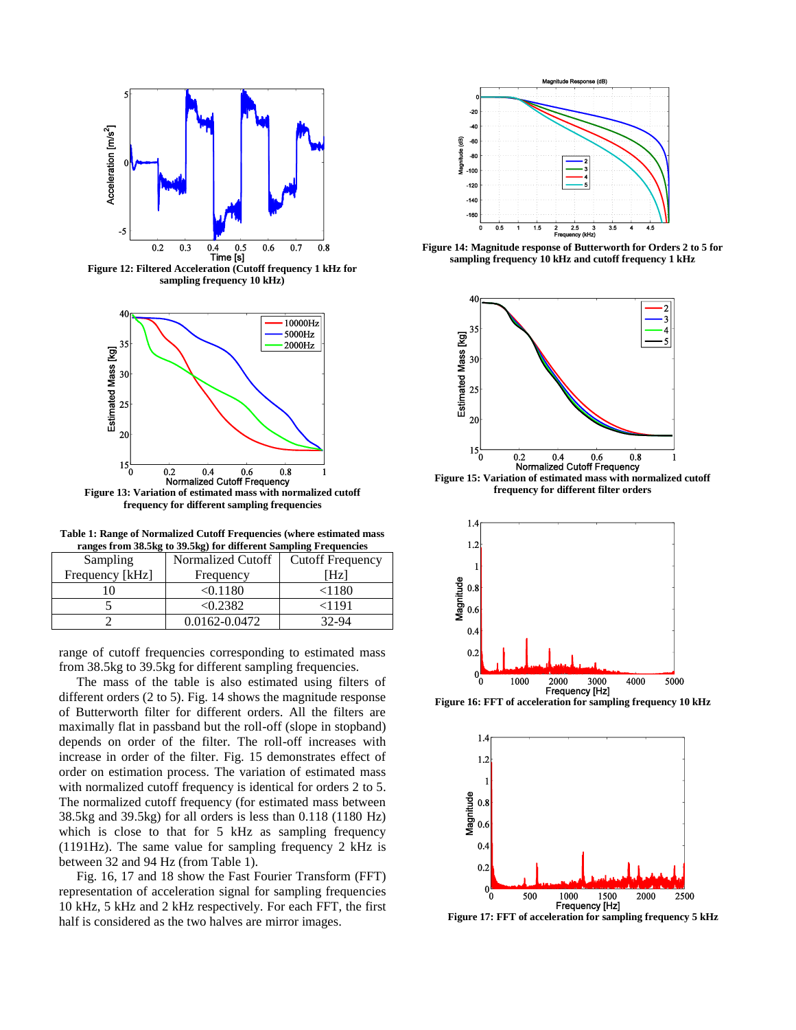Figure 12: Filtered Acceleration (Cutoff frequency 1 kHz for sampling frequency 10 kHz)

Figure 13: Variation of estimated mass with normalized cutoff frequency for different sampling frequencies

Table 1: Range of Normalized Cutoff Frequencies (where estimated mass ranges from 38.5kg to 39.5kg) for different Sampling Frequencies

| Sampling Frequency [kHz] | Normalized Cutoff Frequency | Cutoff Frequency [Hz] |
|---|---|---|
| 10 | <0.1180 | <1180 |
| 5 | <0.2382 | <1191 |
| 2 | 0.0162-0.0472 | 32-94 |

range of cutoff frequencies corresponding to estimated mass from 38.5kg to 39.5kg for different sampling frequencies.

The mass of the table is also estimated using filters of different orders (2 to 5). Fig. 14 shows the magnitude response of Butterworth filter for different orders. All the filters are maximally flat in passband but the roll-off (slope in stopband) depends on order of the filter. The roll-off increases with increase in order of the filter. Fig. 15 demonstrates effect of order on estimation process. The variation of estimated mass with normalized cutoff frequency is identical for orders 2 to 5. The normalized cutoff frequency (for estimated mass between 38.5kg and 39.5kg) for all orders is less than 0.118 (1180 Hz) which is close to that for 5 kHz as sampling frequency (1191Hz). The same value for sampling frequency 2 kHz is between 32 and 94 Hz (from Table 1).

Fig. 16, 17 and 18 show the Fast Fourier Transform (FFT) representation of acceleration signal for sampling frequencies 10 kHz, 5 kHz and 2 kHz respectively. For each FFT, the first half is considered as the two halves are mirror images.

Figure 14: Magnitude response of Butterworth for Orders 2 to 5 for sampling frequency 10 kHz and cutoff frequency 1 kHz

Figure 15: Variation of estimated mass with normalized cutoff frequency for different filter orders

Figure 16: FFT of acceleration for sampling frequency 10 kHz

Figure 17: FFT of acceleration for sampling frequency 5 kHz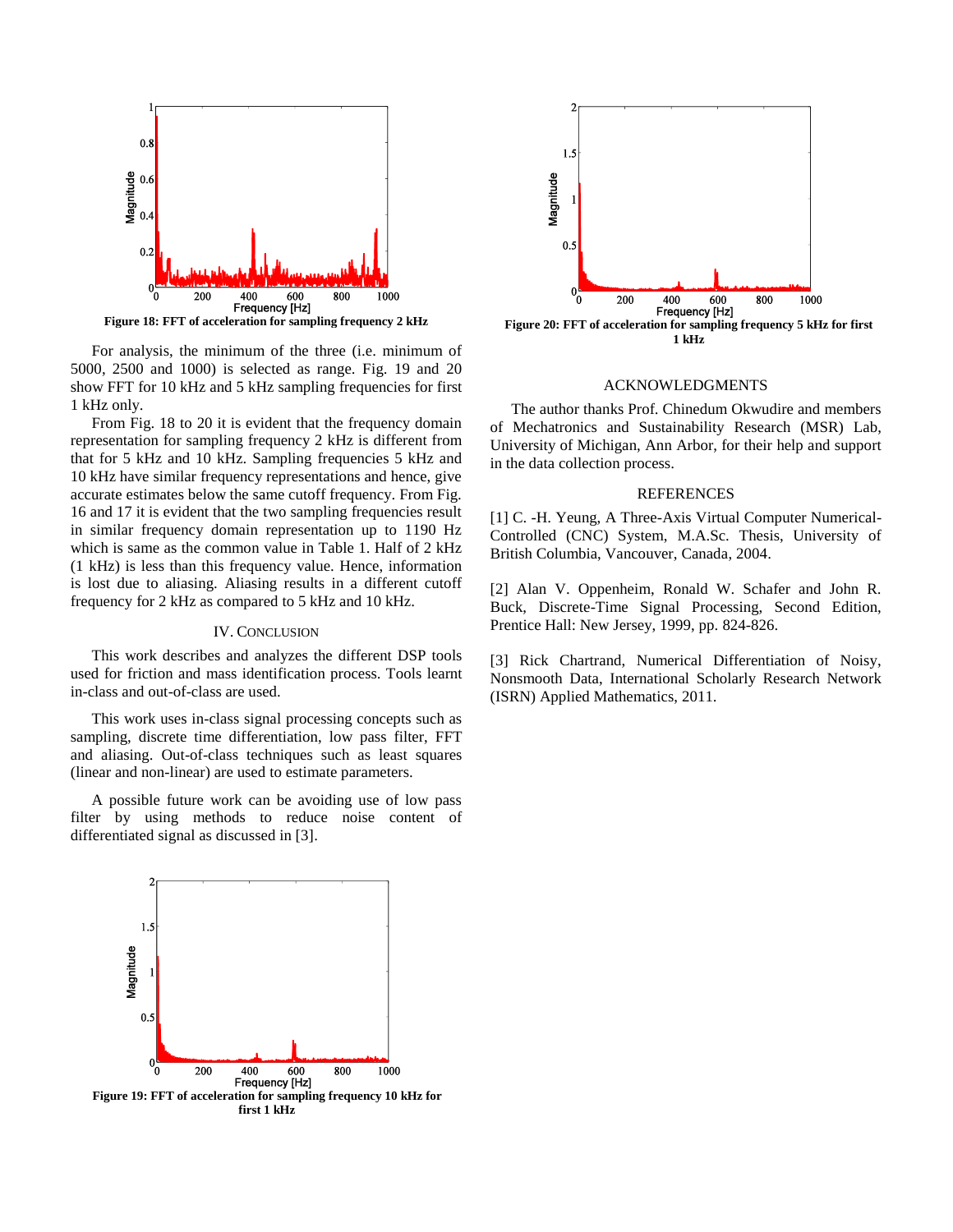Magnitude
Frequency [Hz]
0
0.2
0.4
0.6
0.8
1
0
200
400
600
800
1000

**Figure 18: FFT of acceleration for sampling frequency 2 kHz**

For analysis, the minimum of the three (i.e. minimum of 5000, 2500 and 1000) is selected as range. Fig. 19 and 20 show FFT for 10 kHz and 5 kHz sampling frequencies for first 1 kHz only.

From Fig. 18 to 20 it is evident that the frequency domain representation for sampling frequency 2 kHz is different from that for 5 kHz and 10 kHz. Sampling frequencies 5 kHz and 10 kHz have similar frequency representations and hence, give accurate estimates below the same cutoff frequency. From Fig. 16 and 17 it is evident that the two sampling frequencies result in similar frequency domain representation up to 1190 Hz which is same as the common value in Table 1. Half of 2 kHz (1 kHz) is less than this frequency value. Hence, information is lost due to aliasing. Aliasing results in a different cutoff frequency for 2 kHz as compared to 5 kHz and 10 kHz.

## IV. Conclusion

This work describes and analyzes the different DSP tools used for friction and mass identification process. Tools learnt in-class and out-of-class are used.

This work uses in-class signal processing concepts such as sampling, discrete time differentiation, low pass filter, FFT and aliasing. Out-of-class techniques such as least squares (linear and non-linear) are used to estimate parameters.

A possible future work can be avoiding use of low pass filter by using methods to reduce noise content of differentiated signal as discussed in [3].

Magnitude
Frequency [Hz]
0
0.5
1
1.5
2
0
200
400
600
800
1000

**Figure 19: FFT of acceleration for sampling frequency 10 kHz for first 1 kHz**

Magnitude
Frequency [Hz]
0
0.5
1
1.5
2
0
200
400
600
800
1000

**Figure 20: FFT of acceleration for sampling frequency 5 kHz for first 1 kHz**

## Acknowledgments

The author thanks Prof. Chinedum Okwudire and members of Mechatronics and Sustainability Research (MSR) Lab, University of Michigan, Ann Arbor, for their help and support in the data collection process.

## References

[1] C. -H. Yeung, A Three-Axis Virtual Computer Numerical-Controlled (CNC) System, M.A.Sc. Thesis, University of British Columbia, Vancouver, Canada, 2004.

[2] Alan V. Oppenheim, Ronald W. Schafer and John R. Buck, Discrete-Time Signal Processing, Second Edition, Prentice Hall: New Jersey, 1999, pp. 824-826.

[3] Rick Chartrand, Numerical Differentiation of Noisy, Nonsmooth Data, International Scholarly Research Network (ISRN) Applied Mathematics, 2011.